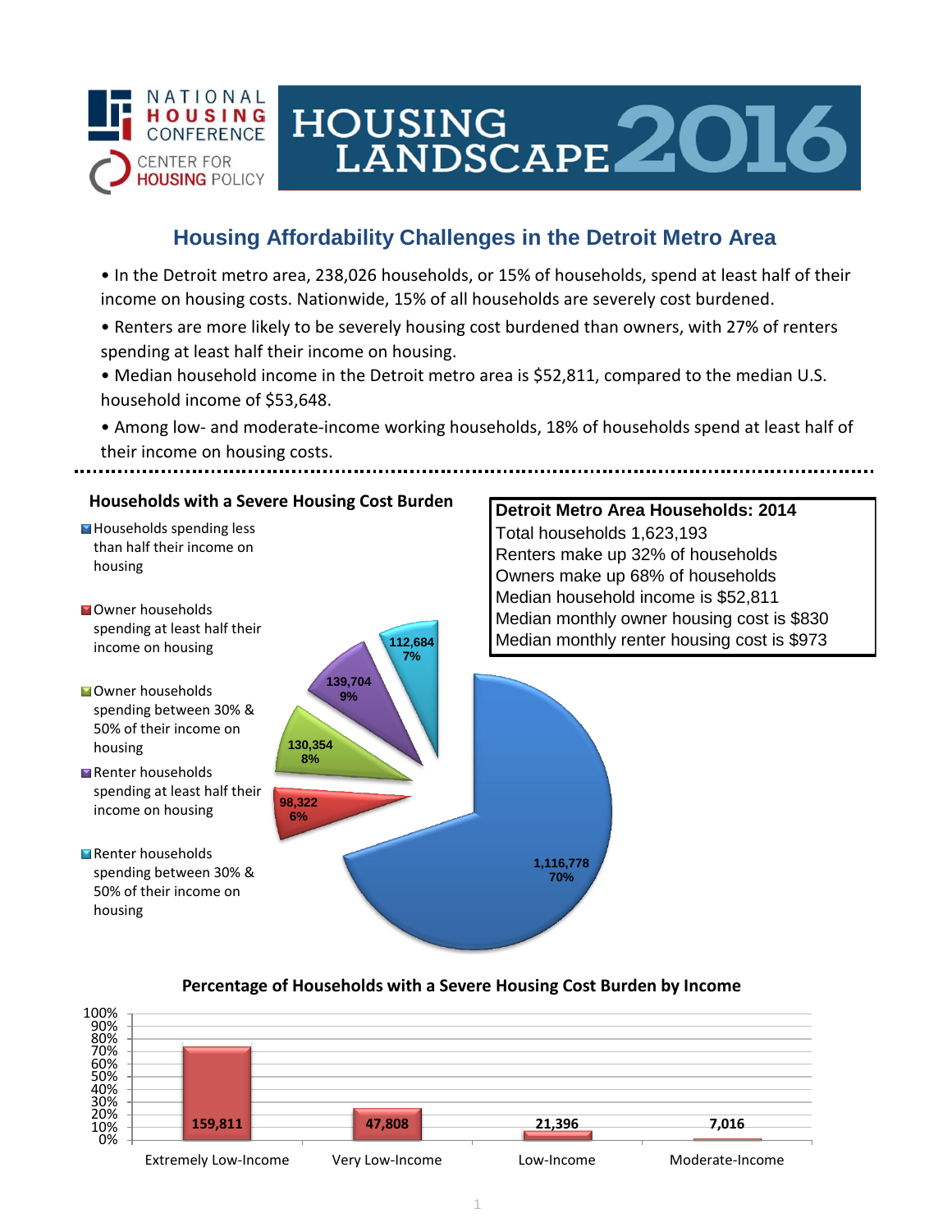NATIONAL HOUSING CONFERENCE

CENTER FOR HOUSING POLICY

# HOUSING LANDSCAPE 2016

## Housing Affordability Challenges in the Detroit Metro Area

- In the Detroit metro area, 238,026 households, or 15% of households, spend at least half of their income on housing costs. Nationwide, 15% of all households are severely cost burdened.
- Renters are more likely to be severely housing cost burdened than owners, with 27% of renters spending at least half their income on housing.
- Median household income in the Detroit metro area is $52,811, compared to the median U.S. household income of $53,648.
- Among low- and moderate-income working households, 18% of households spend at least half of their income on housing costs.

### Households with a Severe Housing Cost Burden

| Category | Households | Percent |
| --- | --- | --- |
| Households spending less than half their income on housing | 1,116,778 | 70% |
| Owner households spending at least half their income on housing | 98,322 | 6% |
| Owner households spending between 30% & 50% of their income on housing | 130,354 | 8% |
| Renter households spending at least half their income on housing | 139,704 | 9% |
| Renter households spending between 30% & 50% of their income on housing | 112,684 | 7% |

### Detroit Metro Area Households: 2014

Total households 1,623,193
Renters make up 32% of households
Owners make up 68% of households
Median household income is $52,811
Median monthly owner housing cost is $830
Median monthly renter housing cost is $973

### Percentage of Households with a Severe Housing Cost Burden by Income

| Income Category | Households |
| --- | --- |
| Extremely Low-Income | 159,811 |
| Very Low-Income | 47,808 |
| Low-Income | 21,396 |
| Moderate-Income | 7,016 |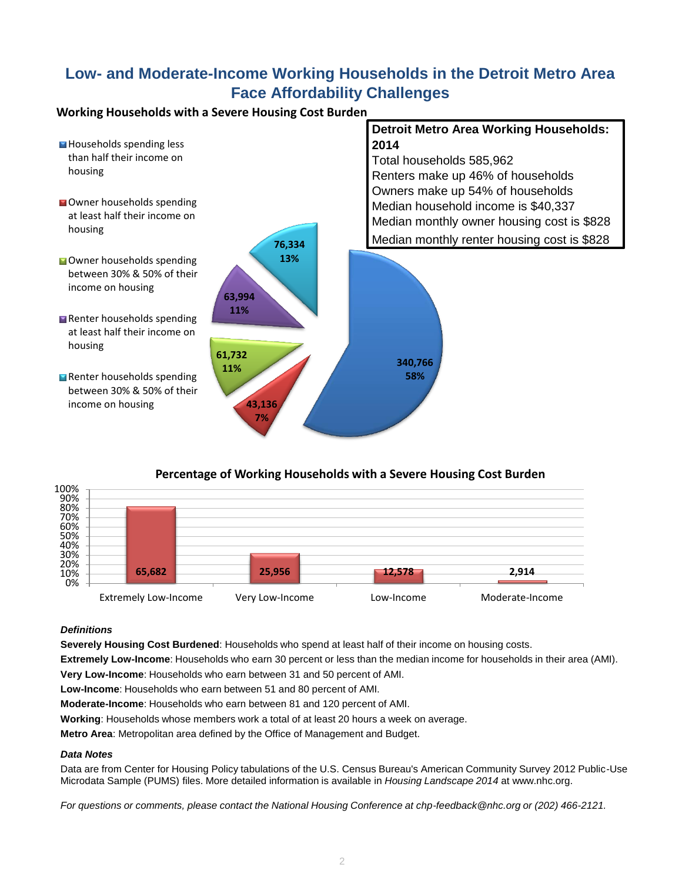# Low- and Moderate-Income Working Households in the Detroit Metro Area Face Affordability Challenges

## Working Households with a Severe Housing Cost Burden

Households spending less than half their income on housing

Owner households spending at least half their income on housing

Owner households spending between 30% & 50% of their income on housing

Renter households spending at least half their income on housing

Renter households spending between 30% & 50% of their income on housing

76,334
13%

63,994
11%

61,732
11%

43,136
7%

340,766
58%

**Detroit Metro Area Working Households: 2014**
Total households 585,962
Renters make up 46% of households
Owners make up 54% of households
Median household income is $40,337
Median monthly owner housing cost is $828
Median monthly renter housing cost is $828

## Percentage of Working Households with a Severe Housing Cost Burden

100%
90%
80%
70%
60%
50%
40%
30%
20%
10%
0%

65,682
25,956
12,578
2,914

Extremely Low-Income
Very Low-Income
Low-Income
Moderate-Income

### *Definitions*

**Severely Housing Cost Burdened**: Households who spend at least half of their income on housing costs.

**Extremely Low-Income**: Households who earn 30 percent or less than the median income for households in their area (AMI).

**Very Low-Income**: Households who earn between 31 and 50 percent of AMI.

**Low-Income**: Households who earn between 51 and 80 percent of AMI.

**Moderate-Income**: Households who earn between 81 and 120 percent of AMI.

**Working**: Households whose members work a total of at least 20 hours a week on average.

**Metro Area**: Metropolitan area defined by the Office of Management and Budget.

### *Data Notes*

Data are from Center for Housing Policy tabulations of the U.S. Census Bureau's American Community Survey 2012 Public-Use Microdata Sample (PUMS) files. More detailed information is available in *Housing Landscape 2014* at www.nhc.org.

*For questions or comments, please contact the National Housing Conference at chp-feedback@nhc.org or (202) 466-2121.*